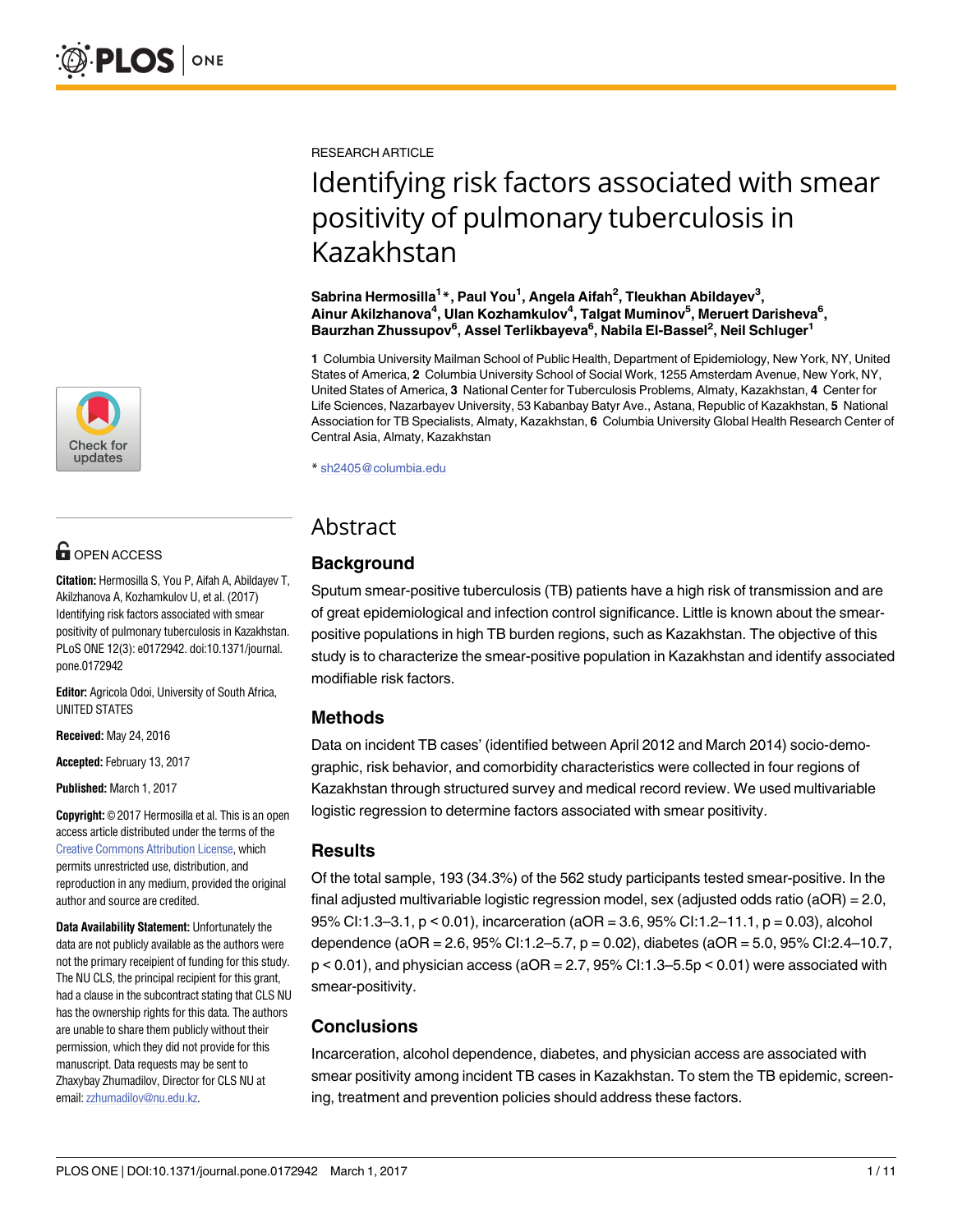RESEARCH ARTICLE

# Identifying risk factors associated with smear positivity of pulmonary tuberculosis in Kazakhstan

**Sabrina Hermosilla[1]*, Paul You[1], Angela Aifah[2], Tleukhan Abildayev[3], Ainur Akilzhanova[4], Ulan Kozhamkulov[4], Talgat Muminov[5], Meruert Darisheva[6], Baurzhan Zhussupov[6], Assel Terlikbayeva[6], Nabila El-Bassel[2], Neil Schluger[1]**

**1** Columbia University Mailman School of Public Health, Department of Epidemiology, New York, NY, United States of America, **2** Columbia University School of Social Work, 1255 Amsterdam Avenue, New York, NY, United States of America, **3** National Center for Tuberculosis Problems, Almaty, Kazakhstan, **4** Center for Life Sciences, Nazarbayev University, 53 Kabanbay Batyr Ave., Astana, Republic of Kazakhstan, **5** National Association for TB Specialists, Almaty, Kazakhstan, **6** Columbia University Global Health Research Center of Central Asia, Almaty, Kazakhstan

* sh2405@columbia.edu

OPEN ACCESS

**Citation:** Hermosilla S, You P, Aifah A, Abildayev T, Akilzhanova A, Kozhamkulov U, et al. (2017) Identifying risk factors associated with smear positivity of pulmonary tuberculosis in Kazakhstan. PLoS ONE 12(3): e0172942. doi:10.1371/journal.pone.0172942

**Editor:** Agricola Odoi, University of South Africa, UNITED STATES

**Received:** May 24, 2016

**Accepted:** February 13, 2017

**Published:** March 1, 2017

**Copyright:** © 2017 Hermosilla et al. This is an open access article distributed under the terms of the Creative Commons Attribution License, which permits unrestricted use, distribution, and reproduction in any medium, provided the original author and source are credited.

**Data Availability Statement:** Unfortunately the data are not publicly available as the authors were not the primary receipient of funding for this study. The NU CLS, the principal recipient for this grant, had a clause in the subcontract stating that CLS NU has the ownership rights for this data. The authors are unable to share them publicly without their permission, which they did not provide for this manuscript. Data requests may be sent to Zhaxybay Zhumadilov, Director for CLS NU at email: zzhumadilov@nu.edu.kz.

## Abstract

### Background

Sputum smear-positive tuberculosis (TB) patients have a high risk of transmission and are of great epidemiological and infection control significance. Little is known about the smear-positive populations in high TB burden regions, such as Kazakhstan. The objective of this study is to characterize the smear-positive population in Kazakhstan and identify associated modifiable risk factors.

### Methods

Data on incident TB cases' (identified between April 2012 and March 2014) socio-demographic, risk behavior, and comorbidity characteristics were collected in four regions of Kazakhstan through structured survey and medical record review. We used multivariable logistic regression to determine factors associated with smear positivity.

### Results

Of the total sample, 193 (34.3%) of the 562 study participants tested smear-positive. In the final adjusted multivariable logistic regression model, sex (adjusted odds ratio (aOR) = 2.0, 95% CI:1.3–3.1, $p < 0.01$), incarceration (aOR = 3.6, 95% CI:1.2–11.1, $p = 0.03$), alcohol dependence (aOR = 2.6, 95% CI:1.2–5.7, $p = 0.02$), diabetes (aOR = 5.0, 95% CI:2.4–10.7, $p < 0.01$), and physician access (aOR = 2.7, 95% CI:1.3–5.5p < 0.01) were associated with smear-positivity.

### Conclusions

Incarceration, alcohol dependence, diabetes, and physician access are associated with smear positivity among incident TB cases in Kazakhstan. To stem the TB epidemic, screening, treatment and prevention policies should address these factors.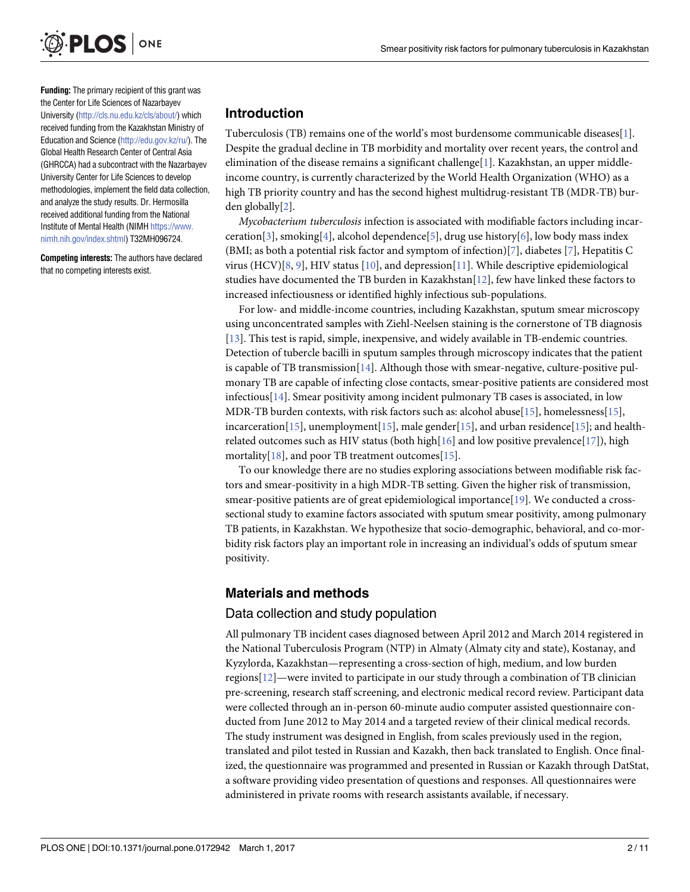**Funding:** The primary recipient of this grant was the Center for Life Sciences of Nazarbayev University (http://cls.nu.edu.kz/cls/about/) which received funding from the Kazakhstan Ministry of Education and Science (http://edu.gov.kz/ru/). The Global Health Research Center of Central Asia (GHRCCA) had a subcontract with the Nazarbayev University Center for Life Sciences to develop methodologies, implement the field data collection, and analyze the study results. Dr. Hermosilla received additional funding from the National Institute of Mental Health (NIMH https://www.nimh.nih.gov/index.shtml) T32MH096724.

**Competing interests:** The authors have declared that no competing interests exist.

## Introduction

Tuberculosis (TB) remains one of the world's most burdensome communicable diseases[1]. Despite the gradual decline in TB morbidity and mortality over recent years, the control and elimination of the disease remains a significant challenge[1]. Kazakhstan, an upper middle-income country, is currently characterized by the World Health Organization (WHO) as a high TB priority country and has the second highest multidrug-resistant TB (MDR-TB) burden globally[2].

*Mycobacterium tuberculosis* infection is associated with modifiable factors including incarceration[3], smoking[4], alcohol dependence[5], drug use history[6], low body mass index (BMI; as both a potential risk factor and symptom of infection)[7], diabetes [7], Hepatitis C virus (HCV)[8, 9], HIV status [10], and depression[11]. While descriptive epidemiological studies have documented the TB burden in Kazakhstan[12], few have linked these factors to increased infectiousness or identified highly infectious sub-populations.

For low- and middle-income countries, including Kazakhstan, sputum smear microscopy using unconcentrated samples with Ziehl-Neelsen staining is the cornerstone of TB diagnosis [13]. This test is rapid, simple, inexpensive, and widely available in TB-endemic countries. Detection of tubercle bacilli in sputum samples through microscopy indicates that the patient is capable of TB transmission[14]. Although those with smear-negative, culture-positive pulmonary TB are capable of infecting close contacts, smear-positive patients are considered most infectious[14]. Smear positivity among incident pulmonary TB cases is associated, in low MDR-TB burden contexts, with risk factors such as: alcohol abuse[15], homelessness[15], incarceration[15], unemployment[15], male gender[15], and urban residence[15]; and health-related outcomes such as HIV status (both high[16] and low positive prevalence[17]), high mortality[18], and poor TB treatment outcomes[15].

To our knowledge there are no studies exploring associations between modifiable risk factors and smear-positivity in a high MDR-TB setting. Given the higher risk of transmission, smear-positive patients are of great epidemiological importance[19]. We conducted a cross-sectional study to examine factors associated with sputum smear positivity, among pulmonary TB patients, in Kazakhstan. We hypothesize that socio-demographic, behavioral, and co-morbidity risk factors play an important role in increasing an individual's odds of sputum smear positivity.

## Materials and methods

### Data collection and study population

All pulmonary TB incident cases diagnosed between April 2012 and March 2014 registered in the National Tuberculosis Program (NTP) in Almaty (Almaty city and state), Kostanay, and Kyzylorda, Kazakhstan—representing a cross-section of high, medium, and low burden regions[12]—were invited to participate in our study through a combination of TB clinician pre-screening, research staff screening, and electronic medical record review. Participant data were collected through an in-person 60-minute audio computer assisted questionnaire conducted from June 2012 to May 2014 and a targeted review of their clinical medical records. The study instrument was designed in English, from scales previously used in the region, translated and pilot tested in Russian and Kazakh, then back translated to English. Once finalized, the questionnaire was programmed and presented in Russian or Kazakh through DatStat, a software providing video presentation of questions and responses. All questionnaires were administered in private rooms with research assistants available, if necessary.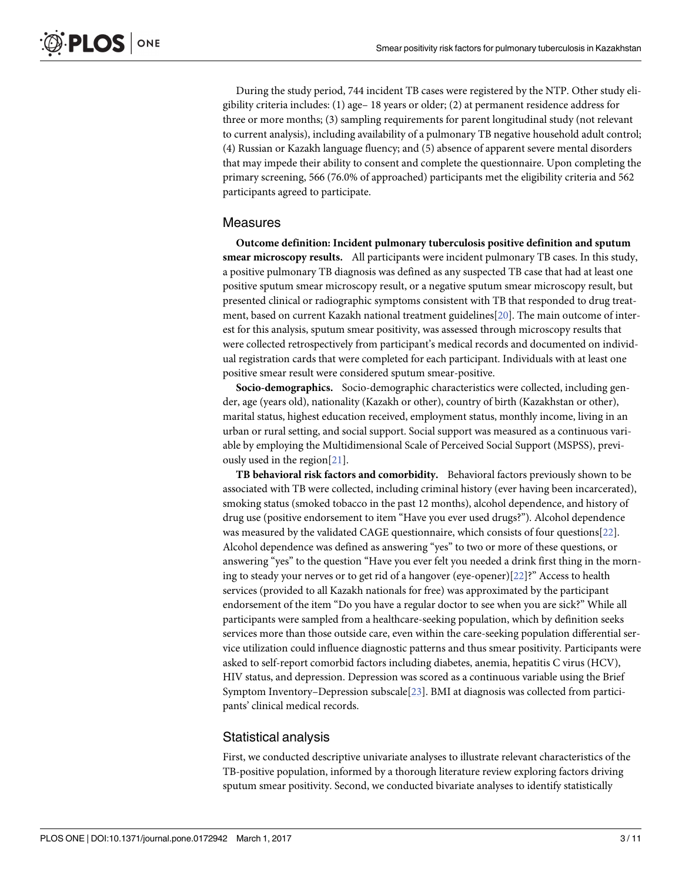During the study period, 744 incident TB cases were registered by the NTP. Other study eligibility criteria includes: (1) age– 18 years or older; (2) at permanent residence address for three or more months; (3) sampling requirements for parent longitudinal study (not relevant to current analysis), including availability of a pulmonary TB negative household adult control; (4) Russian or Kazakh language fluency; and (5) absence of apparent severe mental disorders that may impede their ability to consent and complete the questionnaire. Upon completing the primary screening, 566 (76.0% of approached) participants met the eligibility criteria and 562 participants agreed to participate.

## Measures

**Outcome definition: Incident pulmonary tuberculosis positive definition and sputum smear microscopy results.** All participants were incident pulmonary TB cases. In this study, a positive pulmonary TB diagnosis was defined as any suspected TB case that had at least one positive sputum smear microscopy result, or a negative sputum smear microscopy result, but presented clinical or radiographic symptoms consistent with TB that responded to drug treatment, based on current Kazakh national treatment guidelines[20]. The main outcome of interest for this analysis, sputum smear positivity, was assessed through microscopy results that were collected retrospectively from participant's medical records and documented on individual registration cards that were completed for each participant. Individuals with at least one positive smear result were considered sputum smear-positive.

**Socio-demographics.** Socio-demographic characteristics were collected, including gender, age (years old), nationality (Kazakh or other), country of birth (Kazakhstan or other), marital status, highest education received, employment status, monthly income, living in an urban or rural setting, and social support. Social support was measured as a continuous variable by employing the Multidimensional Scale of Perceived Social Support (MSPSS), previously used in the region[21].

**TB behavioral risk factors and comorbidity.** Behavioral factors previously shown to be associated with TB were collected, including criminal history (ever having been incarcerated), smoking status (smoked tobacco in the past 12 months), alcohol dependence, and history of drug use (positive endorsement to item "Have you ever used drugs?"). Alcohol dependence was measured by the validated CAGE questionnaire, which consists of four questions[22]. Alcohol dependence was defined as answering "yes" to two or more of these questions, or answering "yes" to the question "Have you ever felt you needed a drink first thing in the morning to steady your nerves or to get rid of a hangover (eye-opener)[22]?" Access to health services (provided to all Kazakh nationals for free) was approximated by the participant endorsement of the item "Do you have a regular doctor to see when you are sick?" While all participants were sampled from a healthcare-seeking population, which by definition seeks services more than those outside care, even within the care-seeking population differential service utilization could influence diagnostic patterns and thus smear positivity. Participants were asked to self-report comorbid factors including diabetes, anemia, hepatitis C virus (HCV), HIV status, and depression. Depression was scored as a continuous variable using the Brief Symptom Inventory–Depression subscale[23]. BMI at diagnosis was collected from participants' clinical medical records.

## Statistical analysis

First, we conducted descriptive univariate analyses to illustrate relevant characteristics of the TB-positive population, informed by a thorough literature review exploring factors driving sputum smear positivity. Second, we conducted bivariate analyses to identify statistically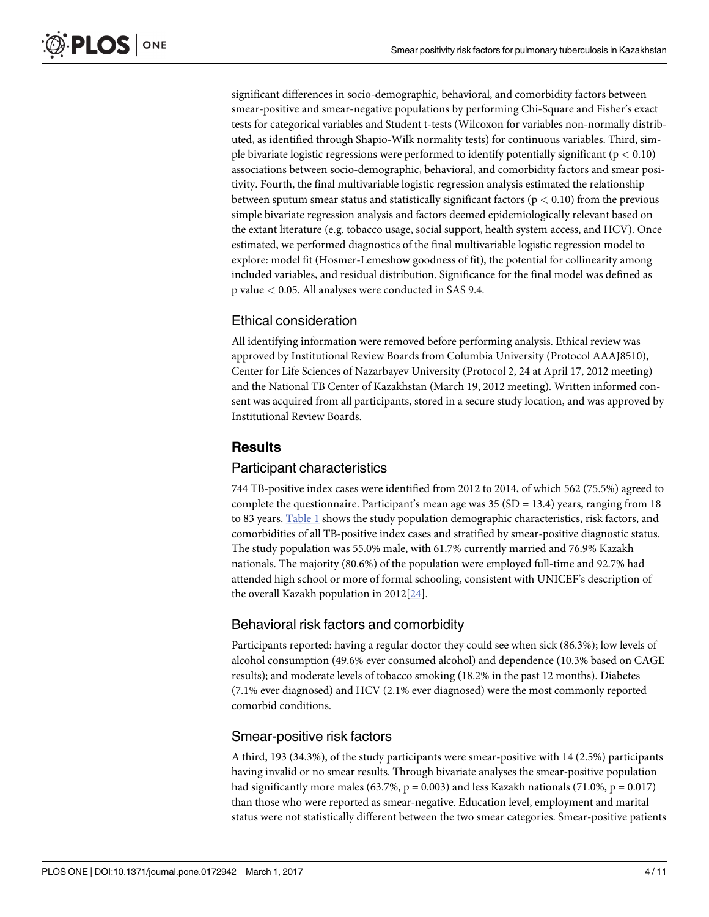significant differences in socio-demographic, behavioral, and comorbidity factors between smear-positive and smear-negative populations by performing Chi-Square and Fisher's exact tests for categorical variables and Student t-tests (Wilcoxon for variables non-normally distributed, as identified through Shapio-Wilk normality tests) for continuous variables. Third, simple bivariate logistic regressions were performed to identify potentially significant ($p < 0.10$) associations between socio-demographic, behavioral, and comorbidity factors and smear positivity. Fourth, the final multivariable logistic regression analysis estimated the relationship between sputum smear status and statistically significant factors ($p < 0.10$) from the previous simple bivariate regression analysis and factors deemed epidemiologically relevant based on the extant literature (e.g. tobacco usage, social support, health system access, and HCV). Once estimated, we performed diagnostics of the final multivariable logistic regression model to explore: model fit (Hosmer-Lemeshow goodness of fit), the potential for collinearity among included variables, and residual distribution. Significance for the final model was defined as p value $< 0.05$. All analyses were conducted in SAS 9.4.

### Ethical consideration

All identifying information were removed before performing analysis. Ethical review was approved by Institutional Review Boards from Columbia University (Protocol AAAJ8510), Center for Life Sciences of Nazarbayev University (Protocol 2, 24 at April 17, 2012 meeting) and the National TB Center of Kazakhstan (March 19, 2012 meeting). Written informed consent was acquired from all participants, stored in a secure study location, and was approved by Institutional Review Boards.

## Results

### Participant characteristics

744 TB-positive index cases were identified from 2012 to 2014, of which 562 (75.5%) agreed to complete the questionnaire. Participant's mean age was 35 (SD = 13.4) years, ranging from 18 to 83 years. Table 1 shows the study population demographic characteristics, risk factors, and comorbidities of all TB-positive index cases and stratified by smear-positive diagnostic status. The study population was 55.0% male, with 61.7% currently married and 76.9% Kazakh nationals. The majority (80.6%) of the population were employed full-time and 92.7% had attended high school or more of formal schooling, consistent with UNICEF's description of the overall Kazakh population in 2012[24].

### Behavioral risk factors and comorbidity

Participants reported: having a regular doctor they could see when sick (86.3%); low levels of alcohol consumption (49.6% ever consumed alcohol) and dependence (10.3% based on CAGE results); and moderate levels of tobacco smoking (18.2% in the past 12 months). Diabetes (7.1% ever diagnosed) and HCV (2.1% ever diagnosed) were the most commonly reported comorbid conditions.

### Smear-positive risk factors

A third, 193 (34.3%), of the study participants were smear-positive with 14 (2.5%) participants having invalid or no smear results. Through bivariate analyses the smear-positive population had significantly more males (63.7%, $p = 0.003$) and less Kazakh nationals (71.0%, $p = 0.017$) than those who were reported as smear-negative. Education level, employment and marital status were not statistically different between the two smear categories. Smear-positive patients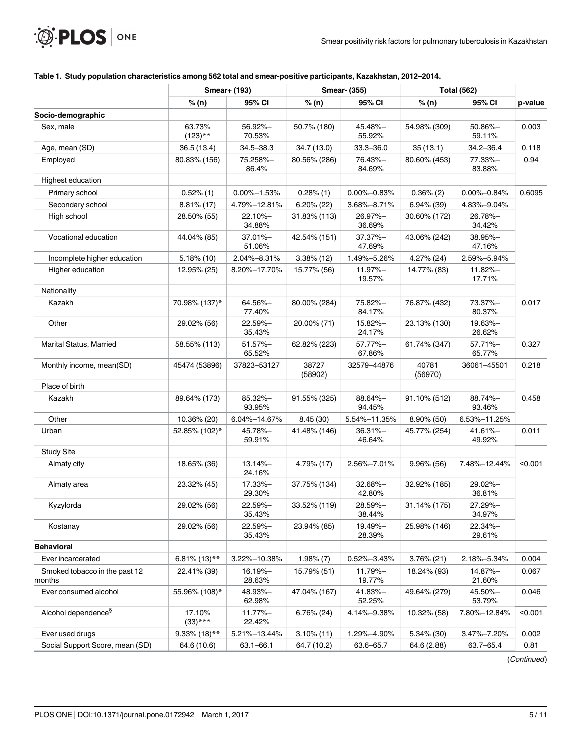**Table 1. Study population characteristics among 562 total and smear-positive participants, Kazakhstan, 2012–2014.**

| | Smear+ (193) | | Smear- (355) | | Total (562) | | |
|---|---|---|---|---|---|---|---|
| | % (n) | 95% CI | % (n) | 95% CI | % (n) | 95% CI | p-value |
| **Socio-demographic** | | | | | | | |
| Sex, male | 63.73% (123)** | 56.92%–70.53% | 50.7% (180) | 45.48%–55.92% | 54.98% (309) | 50.86%–59.11% | 0.003 |
| Age, mean (SD) | 36.5 (13.4) | 34.5–38.3 | 34.7 (13.0) | 33.3–36.0 | 35 (13.1) | 34.2–36.4 | 0.118 |
| Employed | 80.83% (156) | 75.258%–86.4% | 80.56% (286) | 76.43%–84.69% | 80.60% (453) | 77.33%–83.88% | 0.94 |
| Highest education | | | | | | | |
| Primary school | 0.52% (1) | 0.00%–1.53% | 0.28% (1) | 0.00%–0.83% | 0.36% (2) | 0.00%–0.84% | 0.6095 |
| Secondary school | 8.81% (17) | 4.79%–12.81% | 6.20% (22) | 3.68%–8.71% | 6.94% (39) | 4.83%–9.04% | |
| High school | 28.50% (55) | 22.10%–34.88% | 31.83% (113) | 26.97%–36.69% | 30.60% (172) | 26.78%–34.42% | |
| Vocational education | 44.04% (85) | 37.01%–51.06% | 42.54% (151) | 37.37%–47.69% | 43.06% (242) | 38.95%–47.16% | |
| Incomplete higher education | 5.18% (10) | 2.04%–8.31% | 3.38% (12) | 1.49%–5.26% | 4.27% (24) | 2.59%–5.94% | |
| Higher education | 12.95% (25) | 8.20%–17.70% | 15.77% (56) | 11.97%–19.57% | 14.77% (83) | 11.82%–17.71% | |
| Nationality | | | | | | | |
| Kazakh | 70.98% (137)* | 64.56%–77.40% | 80.00% (284) | 75.82%–84.17% | 76.87% (432) | 73.37%–80.37% | 0.017 |
| Other | 29.02% (56) | 22.59%–35.43% | 20.00% (71) | 15.82%–24.17% | 23.13% (130) | 19.63%–26.62% | |
| Marital Status, Married | 58.55% (113) | 51.57%–65.52% | 62.82% (223) | 57.77%–67.86% | 61.74% (347) | 57.71%–65.77% | 0.327 |
| Monthly income, mean(SD) | 45474 (53896) | 37823–53127 | 38727 (58902) | 32579–44876 | 40781 (56970) | 36061–45501 | 0.218 |
| Place of birth | | | | | | | |
| Kazakh | 89.64% (173) | 85.32%–93.95% | 91.55% (325) | 88.64%–94.45% | 91.10% (512) | 88.74%–93.46% | 0.458 |
| Other | 10.36% (20) | 6.04%–14.67% | 8.45 (30) | 5.54%–11.35% | 8.90% (50) | 6.53%–11.25% | |
| Urban | 52.85% (102)* | 45.78%–59.91% | 41.48% (146) | 36.31%–46.64% | 45.77% (254) | 41.61%–49.92% | 0.011 |
| Study Site | | | | | | | |
| Almaty city | 18.65% (36) | 13.14%–24.16% | 4.79% (17) | 2.56%–7.01% | 9.96% (56) | 7.48%–12.44% | <0.001 |
| Almaty area | 23.32% (45) | 17.33%–29.30% | 37.75% (134) | 32.68%–42.80% | 32.92% (185) | 29.02%–36.81% | |
| Kyzylorda | 29.02% (56) | 22.59%–35.43% | 33.52% (119) | 28.59%–38.44% | 31.14% (175) | 27.29%–34.97% | |
| Kostanay | 29.02% (56) | 22.59%–35.43% | 23.94% (85) | 19.49%–28.39% | 25.98% (146) | 22.34%–29.61% | |
| **Behavioral** | | | | | | | |
| Ever incarcerated | 6.81% (13)** | 3.22%–10.38% | 1.98% (7) | 0.52%–3.43% | 3.76% (21) | 2.18%–5.34% | 0.004 |
| Smoked tobacco in the past 12 months | 22.41% (39) | 16.19%–28.63% | 15.79% (51) | 11.79%–19.77% | 18.24% (93) | 14.87%–21.60% | 0.067 |
| Ever consumed alcohol | 55.96% (108)* | 48.93%–62.98% | 47.04% (167) | 41.83%–52.25% | 49.64% (279) | 45.50%–53.79% | 0.046 |
| Alcohol dependence§ | 17.10% (33)*** | 11.77%–22.42% | 6.76% (24) | 4.14%–9.38% | 10.32% (58) | 7.80%–12.84% | <0.001 |
| Ever used drugs | 9.33% (18)** | 5.21%–13.44% | 3.10% (11) | 1.29%–4.90% | 5.34% (30) | 3.47%–7.20% | 0.002 |
| Social Support Score, mean (SD) | 64.6 (10.6) | 63.1–66.1 | 64.7 (10.2) | 63.6–65.7 | 64.6 (2.88) | 63.7–65.4 | 0.81 |

(*Continued*)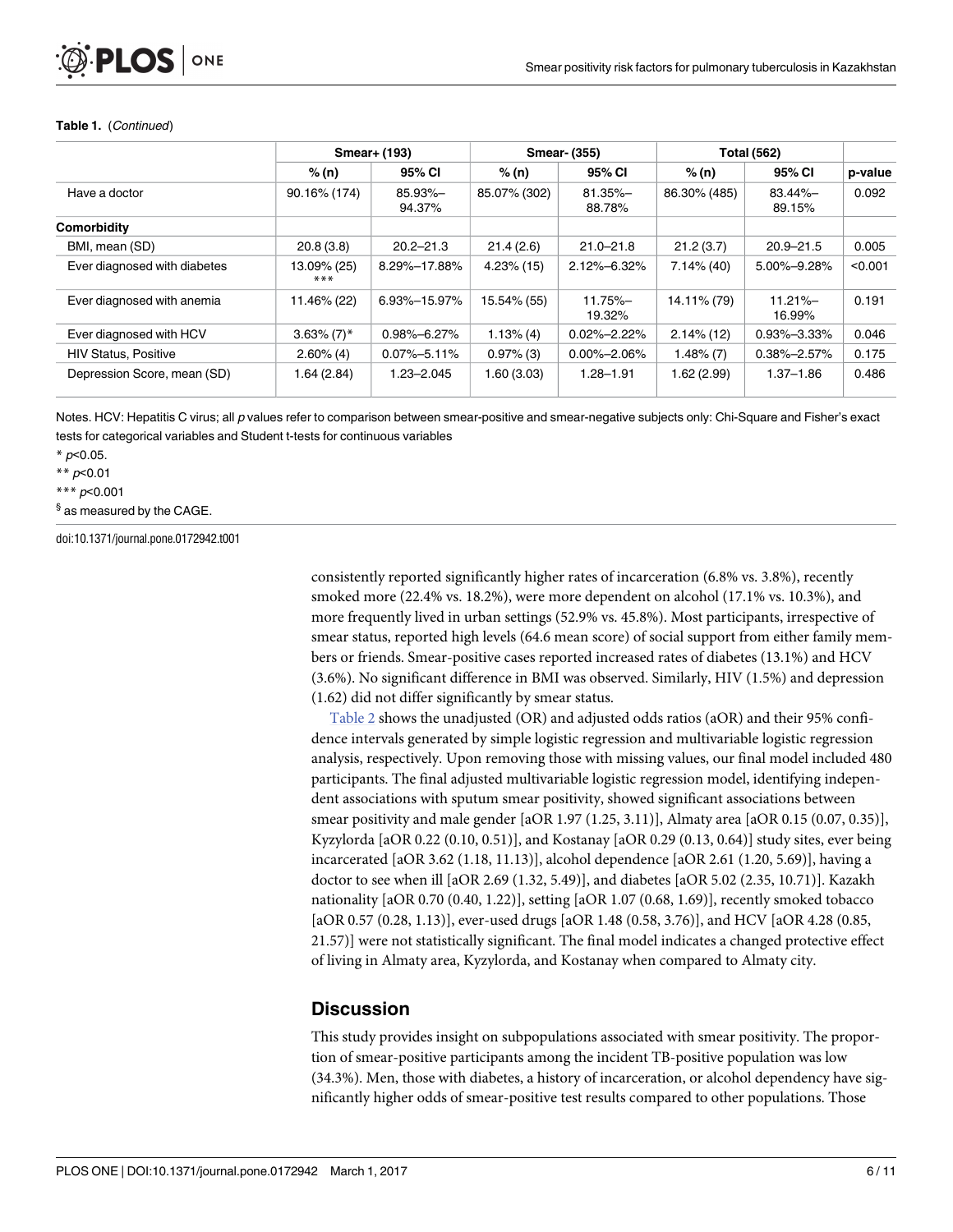**Table 1.** (*Continued*)

| | Smear+ (193) | | Smear- (355) | | Total (562) | | |
|---|---|---|---|---|---|---|---|
| | % (n) | 95% CI | % (n) | 95% CI | % (n) | 95% CI | p-value |
| Have a doctor | 90.16% (174) | 85.93%–94.37% | 85.07% (302) | 81.35%–88.78% | 86.30% (485) | 83.44%–89.15% | 0.092 |
| **Comorbidity** | | | | | | | |
| BMI, mean (SD) | 20.8 (3.8) | 20.2–21.3 | 21.4 (2.6) | 21.0–21.8 | 21.2 (3.7) | 20.9–21.5 | 0.005 |
| Ever diagnosed with diabetes | 13.09% (25) *** | 8.29%–17.88% | 4.23% (15) | 2.12%–6.32% | 7.14% (40) | 5.00%–9.28% | <0.001 |
| Ever diagnosed with anemia | 11.46% (22) | 6.93%–15.97% | 15.54% (55) | 11.75%–19.32% | 14.11% (79) | 11.21%–16.99% | 0.191 |
| Ever diagnosed with HCV | 3.63% (7)* | 0.98%–6.27% | 1.13% (4) | 0.02%–2.22% | 2.14% (12) | 0.93%–3.33% | 0.046 |
| HIV Status, Positive | 2.60% (4) | 0.07%–5.11% | 0.97% (3) | 0.00%–2.06% | 1.48% (7) | 0.38%–2.57% | 0.175 |
| Depression Score, mean (SD) | 1.64 (2.84) | 1.23–2.045 | 1.60 (3.03) | 1.28–1.91 | 1.62 (2.99) | 1.37–1.86 | 0.486 |

Notes. HCV: Hepatitis C virus; all *p* values refer to comparison between smear-positive and smear-negative subjects only: Chi-Square and Fisher's exact tests for categorical variables and Student t-tests for continuous variables

\* $p<0.05$.

\*\* $p<0.01$

\*\*\* $p<0.001$

§ as measured by the CAGE.

doi:10.1371/journal.pone.0172942.t001

consistently reported significantly higher rates of incarceration (6.8% vs. 3.8%), recently smoked more (22.4% vs. 18.2%), were more dependent on alcohol (17.1% vs. 10.3%), and more frequently lived in urban settings (52.9% vs. 45.8%). Most participants, irrespective of smear status, reported high levels (64.6 mean score) of social support from either family members or friends. Smear-positive cases reported increased rates of diabetes (13.1%) and HCV (3.6%). No significant difference in BMI was observed. Similarly, HIV (1.5%) and depression (1.62) did not differ significantly by smear status.

Table 2 shows the unadjusted (OR) and adjusted odds ratios (aOR) and their 95% confidence intervals generated by simple logistic regression and multivariable logistic regression analysis, respectively. Upon removing those with missing values, our final model included 480 participants. The final adjusted multivariable logistic regression model, identifying independent associations with sputum smear positivity, showed significant associations between smear positivity and male gender [aOR 1.97 (1.25, 3.11)], Almaty area [aOR 0.15 (0.07, 0.35)], Kyzylorda [aOR 0.22 (0.10, 0.51)], and Kostanay [aOR 0.29 (0.13, 0.64)] study sites, ever being incarcerated [aOR 3.62 (1.18, 11.13)], alcohol dependence [aOR 2.61 (1.20, 5.69)], having a doctor to see when ill [aOR 2.69 (1.32, 5.49)], and diabetes [aOR 5.02 (2.35, 10.71)]. Kazakh nationality [aOR 0.70 (0.40, 1.22)], setting [aOR 1.07 (0.68, 1.69)], recently smoked tobacco [aOR 0.57 (0.28, 1.13)], ever-used drugs [aOR 1.48 (0.58, 3.76)], and HCV [aOR 4.28 (0.85, 21.57)] were not statistically significant. The final model indicates a changed protective effect of living in Almaty area, Kyzylorda, and Kostanay when compared to Almaty city.

## Discussion

This study provides insight on subpopulations associated with smear positivity. The proportion of smear-positive participants among the incident TB-positive population was low (34.3%). Men, those with diabetes, a history of incarceration, or alcohol dependency have significantly higher odds of smear-positive test results compared to other populations. Those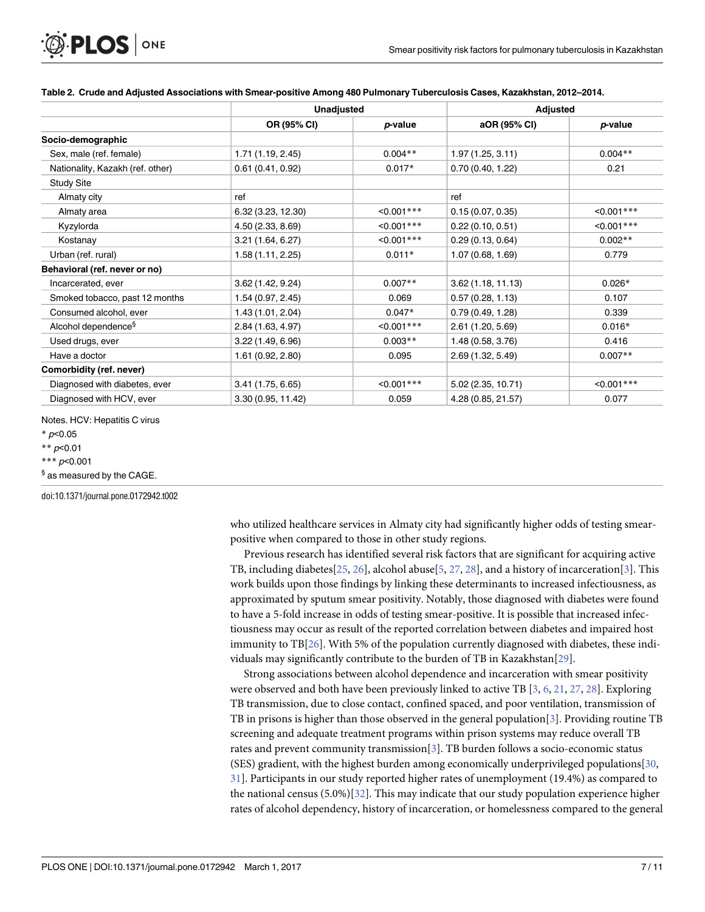**Table 2. Crude and Adjusted Associations with Smear-positive Among 480 Pulmonary Tuberculosis Cases, Kazakhstan, 2012–2014.**

| | Unadjusted | | Adjusted | |
|---|---|---|---|---|
| | OR (95% CI) | *p*-value | aOR (95% CI) | *p*-value |
| **Socio-demographic** | | | | |
| Sex, male (ref. female) | 1.71 (1.19, 2.45) | 0.004** | 1.97 (1.25, 3.11) | 0.004** |
| Nationality, Kazakh (ref. other) | 0.61 (0.41, 0.92) | 0.017* | 0.70 (0.40, 1.22) | 0.21 |
| Study Site | | | | |
| Almaty city | ref | | ref | |
| Almaty area | 6.32 (3.23, 12.30) | <0.001*** | 0.15 (0.07, 0.35) | <0.001*** |
| Kyzylorda | 4.50 (2.33, 8.69) | <0.001*** | 0.22 (0.10, 0.51) | <0.001*** |
| Kostanay | 3.21 (1.64, 6.27) | <0.001*** | 0.29 (0.13, 0.64) | 0.002** |
| Urban (ref. rural) | 1.58 (1.11, 2.25) | 0.011* | 1.07 (0.68, 1.69) | 0.779 |
| **Behavioral (ref. never or no)** | | | | |
| Incarcerated, ever | 3.62 (1.42, 9.24) | 0.007** | 3.62 (1.18, 11.13) | 0.026* |
| Smoked tobacco, past 12 months | 1.54 (0.97, 2.45) | 0.069 | 0.57 (0.28, 1.13) | 0.107 |
| Consumed alcohol, ever | 1.43 (1.01, 2.04) | 0.047* | 0.79 (0.49, 1.28) | 0.339 |
| Alcohol dependence§ | 2.84 (1.63, 4.97) | <0.001*** | 2.61 (1.20, 5.69) | 0.016* |
| Used drugs, ever | 3.22 (1.49, 6.96) | 0.003** | 1.48 (0.58, 3.76) | 0.416 |
| Have a doctor | 1.61 (0.92, 2.80) | 0.095 | 2.69 (1.32, 5.49) | 0.007** |
| **Comorbidity (ref. never)** | | | | |
| Diagnosed with diabetes, ever | 3.41 (1.75, 6.65) | <0.001*** | 5.02 (2.35, 10.71) | <0.001*** |
| Diagnosed with HCV, ever | 3.30 (0.95, 11.42) | 0.059 | 4.28 (0.85, 21.57) | 0.077 |

Notes. HCV: Hepatitis C virus

\* $p<0.05$

\*\* $p<0.01$

\*\*\* $p<0.001$

§ as measured by the CAGE.

doi:10.1371/journal.pone.0172942.t002

who utilized healthcare services in Almaty city had significantly higher odds of testing smear-positive when compared to those in other study regions.

Previous research has identified several risk factors that are significant for acquiring active TB, including diabetes[25, 26], alcohol abuse[5, 27, 28], and a history of incarceration[3]. This work builds upon those findings by linking these determinants to increased infectiousness, as approximated by sputum smear positivity. Notably, those diagnosed with diabetes were found to have a 5-fold increase in odds of testing smear-positive. It is possible that increased infectiousness may occur as result of the reported correlation between diabetes and impaired host immunity to TB[26]. With 5% of the population currently diagnosed with diabetes, these individuals may significantly contribute to the burden of TB in Kazakhstan[29].

Strong associations between alcohol dependence and incarceration with smear positivity were observed and both have been previously linked to active TB [3, 6, 21, 27, 28]. Exploring TB transmission, due to close contact, confined spaced, and poor ventilation, transmission of TB in prisons is higher than those observed in the general population[3]. Providing routine TB screening and adequate treatment programs within prison systems may reduce overall TB rates and prevent community transmission[3]. TB burden follows a socio-economic status (SES) gradient, with the highest burden among economically underprivileged populations[30, 31]. Participants in our study reported higher rates of unemployment (19.4%) as compared to the national census (5.0%)[32]. This may indicate that our study population experience higher rates of alcohol dependency, history of incarceration, or homelessness compared to the general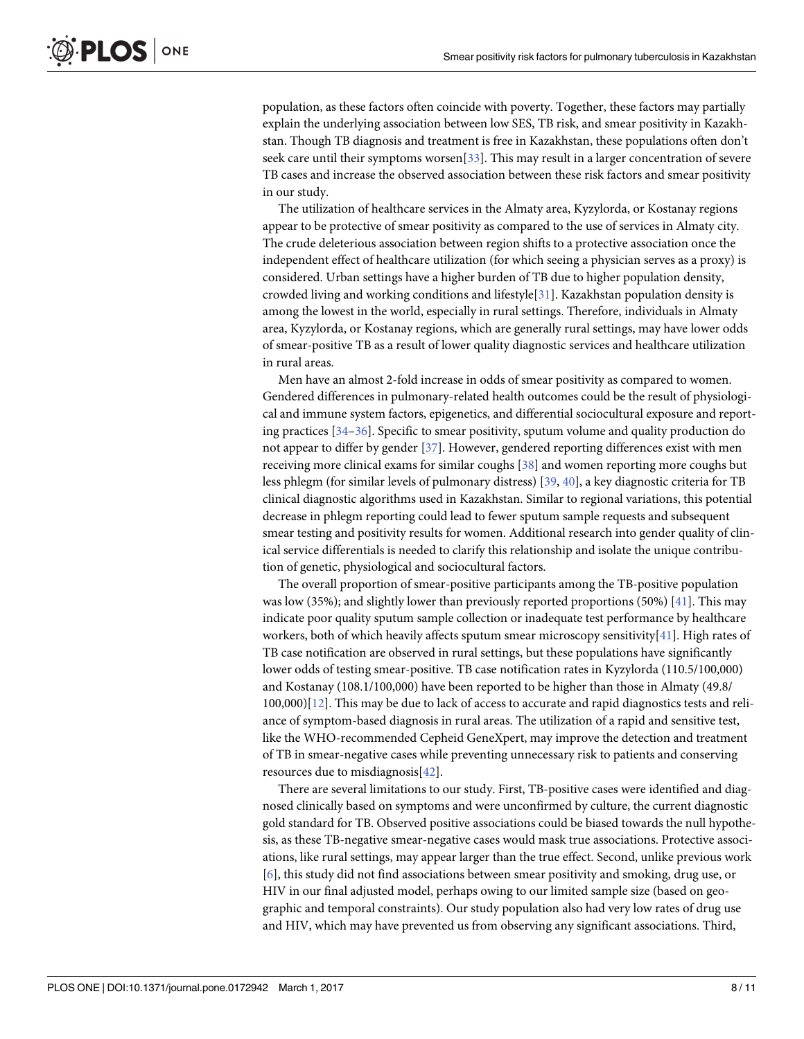population, as these factors often coincide with poverty. Together, these factors may partially explain the underlying association between low SES, TB risk, and smear positivity in Kazakhstan. Though TB diagnosis and treatment is free in Kazakhstan, these populations often don't seek care until their symptoms worsen[33]. This may result in a larger concentration of severe TB cases and increase the observed association between these risk factors and smear positivity in our study.

The utilization of healthcare services in the Almaty area, Kyzylorda, or Kostanay regions appear to be protective of smear positivity as compared to the use of services in Almaty city. The crude deleterious association between region shifts to a protective association once the independent effect of healthcare utilization (for which seeing a physician serves as a proxy) is considered. Urban settings have a higher burden of TB due to higher population density, crowded living and working conditions and lifestyle[31]. Kazakhstan population density is among the lowest in the world, especially in rural settings. Therefore, individuals in Almaty area, Kyzylorda, or Kostanay regions, which are generally rural settings, may have lower odds of smear-positive TB as a result of lower quality diagnostic services and healthcare utilization in rural areas.

Men have an almost 2-fold increase in odds of smear positivity as compared to women. Gendered differences in pulmonary-related health outcomes could be the result of physiological and immune system factors, epigenetics, and differential sociocultural exposure and reporting practices [34–36]. Specific to smear positivity, sputum volume and quality production do not appear to differ by gender [37]. However, gendered reporting differences exist with men receiving more clinical exams for similar coughs [38] and women reporting more coughs but less phlegm (for similar levels of pulmonary distress) [39, 40], a key diagnostic criteria for TB clinical diagnostic algorithms used in Kazakhstan. Similar to regional variations, this potential decrease in phlegm reporting could lead to fewer sputum sample requests and subsequent smear testing and positivity results for women. Additional research into gender quality of clinical service differentials is needed to clarify this relationship and isolate the unique contribution of genetic, physiological and sociocultural factors.

The overall proportion of smear-positive participants among the TB-positive population was low (35%); and slightly lower than previously reported proportions (50%) [41]. This may indicate poor quality sputum sample collection or inadequate test performance by healthcare workers, both of which heavily affects sputum smear microscopy sensitivity[41]. High rates of TB case notification are observed in rural settings, but these populations have significantly lower odds of testing smear-positive. TB case notification rates in Kyzylorda (110.5/100,000) and Kostanay (108.1/100,000) have been reported to be higher than those in Almaty (49.8/100,000)[12]. This may be due to lack of access to accurate and rapid diagnostics tests and reliance of symptom-based diagnosis in rural areas. The utilization of a rapid and sensitive test, like the WHO-recommended Cepheid GeneXpert, may improve the detection and treatment of TB in smear-negative cases while preventing unnecessary risk to patients and conserving resources due to misdiagnosis[42].

There are several limitations to our study. First, TB-positive cases were identified and diagnosed clinically based on symptoms and were unconfirmed by culture, the current diagnostic gold standard for TB. Observed positive associations could be biased towards the null hypothesis, as these TB-negative smear-negative cases would mask true associations. Protective associations, like rural settings, may appear larger than the true effect. Second, unlike previous work [6], this study did not find associations between smear positivity and smoking, drug use, or HIV in our final adjusted model, perhaps owing to our limited sample size (based on geographic and temporal constraints). Our study population also had very low rates of drug use and HIV, which may have prevented us from observing any significant associations. Third,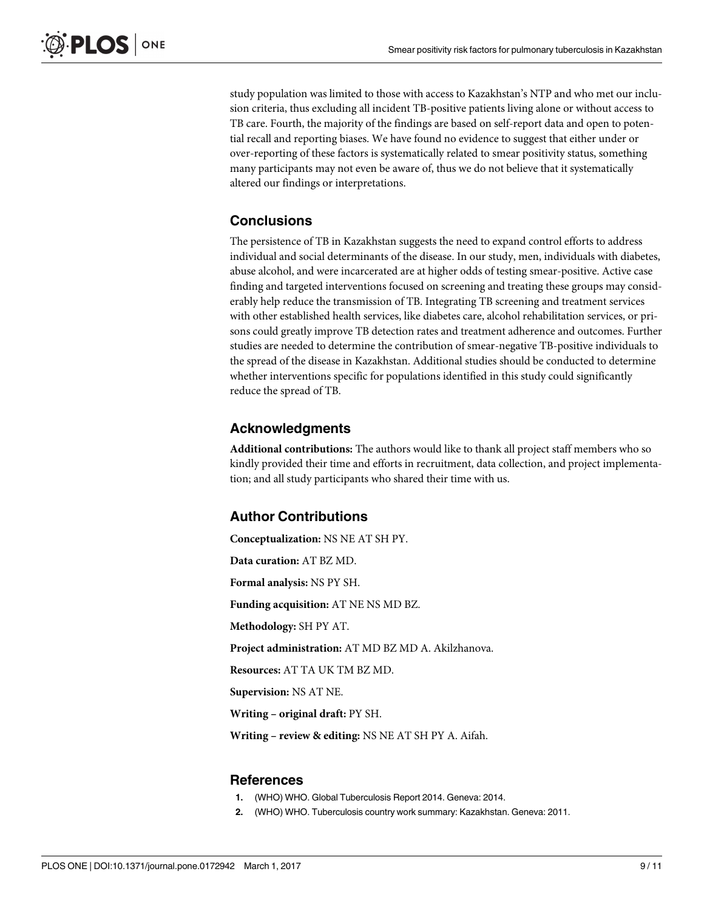study population was limited to those with access to Kazakhstan's NTP and who met our inclusion criteria, thus excluding all incident TB-positive patients living alone or without access to TB care. Fourth, the majority of the findings are based on self-report data and open to potential recall and reporting biases. We have found no evidence to suggest that either under or over-reporting of these factors is systematically related to smear positivity status, something many participants may not even be aware of, thus we do not believe that it systematically altered our findings or interpretations.

## Conclusions

The persistence of TB in Kazakhstan suggests the need to expand control efforts to address individual and social determinants of the disease. In our study, men, individuals with diabetes, abuse alcohol, and were incarcerated are at higher odds of testing smear-positive. Active case finding and targeted interventions focused on screening and treating these groups may considerably help reduce the transmission of TB. Integrating TB screening and treatment services with other established health services, like diabetes care, alcohol rehabilitation services, or prisons could greatly improve TB detection rates and treatment adherence and outcomes. Further studies are needed to determine the contribution of smear-negative TB-positive individuals to the spread of the disease in Kazakhstan. Additional studies should be conducted to determine whether interventions specific for populations identified in this study could significantly reduce the spread of TB.

## Acknowledgments

**Additional contributions:** The authors would like to thank all project staff members who so kindly provided their time and efforts in recruitment, data collection, and project implementation; and all study participants who shared their time with us.

## Author Contributions

**Conceptualization:** NS NE AT SH PY.

**Data curation:** AT BZ MD.

**Formal analysis:** NS PY SH.

**Funding acquisition:** AT NE NS MD BZ.

**Methodology:** SH PY AT.

**Project administration:** AT MD BZ MD A. Akilzhanova.

**Resources:** AT TA UK TM BZ MD.

**Supervision:** NS AT NE.

**Writing – original draft:** PY SH.

**Writing – review & editing:** NS NE AT SH PY A. Aifah.

## References

1. (WHO) WHO. Global Tuberculosis Report 2014. Geneva: 2014.
2. (WHO) WHO. Tuberculosis country work summary: Kazakhstan. Geneva: 2011.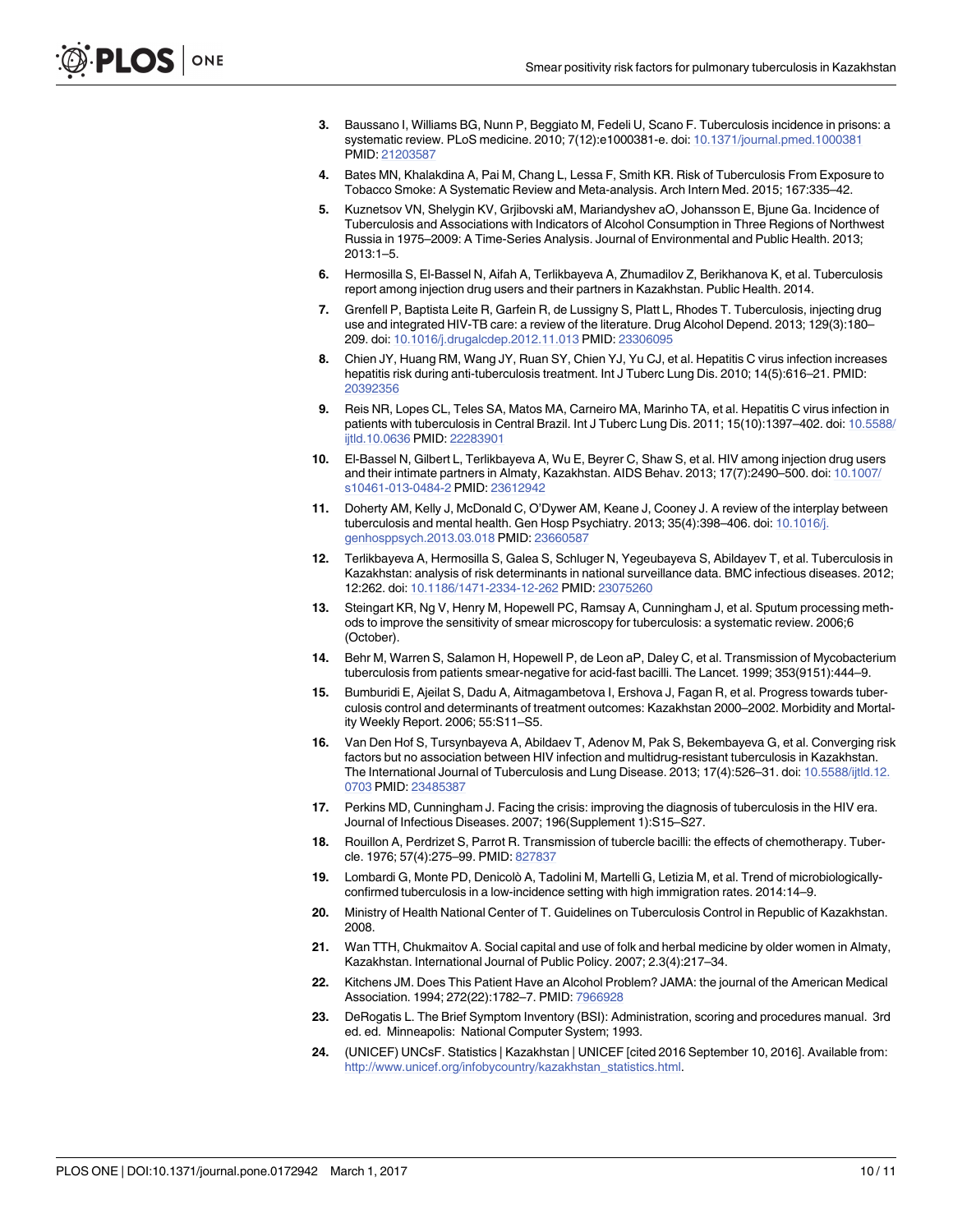3. Baussano I, Williams BG, Nunn P, Beggiato M, Fedeli U, Scano F. Tuberculosis incidence in prisons: a systematic review. PLoS medicine. 2010; 7(12):e1000381-e. doi: 10.1371/journal.pmed.1000381 PMID: 21203587
4. Bates MN, Khalakdina A, Pai M, Chang L, Lessa F, Smith KR. Risk of Tuberculosis From Exposure to Tobacco Smoke: A Systematic Review and Meta-analysis. Arch Intern Med. 2015; 167:335–42.
5. Kuznetsov VN, Shelygin KV, Grjibovski aM, Mariandyshev aO, Johansson E, Bjune Ga. Incidence of Tuberculosis and Associations with Indicators of Alcohol Consumption in Three Regions of Northwest Russia in 1975–2009: A Time-Series Analysis. Journal of Environmental and Public Health. 2013; 2013:1–5.
6. Hermosilla S, El-Bassel N, Aifah A, Terlikbayeva A, Zhumadilov Z, Berikhanova K, et al. Tuberculosis report among injection drug users and their partners in Kazakhstan. Public Health. 2014.
7. Grenfell P, Baptista Leite R, Garfein R, de Lussigny S, Platt L, Rhodes T. Tuberculosis, injecting drug use and integrated HIV-TB care: a review of the literature. Drug Alcohol Depend. 2013; 129(3):180–209. doi: 10.1016/j.drugalcdep.2012.11.013 PMID: 23306095
8. Chien JY, Huang RM, Wang JY, Ruan SY, Chien YJ, Yu CJ, et al. Hepatitis C virus infection increases hepatitis risk during anti-tuberculosis treatment. Int J Tuberc Lung Dis. 2010; 14(5):616–21. PMID: 20392356
9. Reis NR, Lopes CL, Teles SA, Matos MA, Carneiro MA, Marinho TA, et al. Hepatitis C virus infection in patients with tuberculosis in Central Brazil. Int J Tuberc Lung Dis. 2011; 15(10):1397–402. doi: 10.5588/ijtld.10.0636 PMID: 22283901
10. El-Bassel N, Gilbert L, Terlikbayeva A, Wu E, Beyrer C, Shaw S, et al. HIV among injection drug users and their intimate partners in Almaty, Kazakhstan. AIDS Behav. 2013; 17(7):2490–500. doi: 10.1007/s10461-013-0484-2 PMID: 23612942
11. Doherty AM, Kelly J, McDonald C, O'Dywer AM, Keane J, Cooney J. A review of the interplay between tuberculosis and mental health. Gen Hosp Psychiatry. 2013; 35(4):398–406. doi: 10.1016/j.genhosppsych.2013.03.018 PMID: 23660587
12. Terlikbayeva A, Hermosilla S, Galea S, Schluger N, Yegeubayeva S, Abildayev T, et al. Tuberculosis in Kazakhstan: analysis of risk determinants in national surveillance data. BMC infectious diseases. 2012; 12:262. doi: 10.1186/1471-2334-12-262 PMID: 23075260
13. Steingart KR, Ng V, Henry M, Hopewell PC, Ramsay A, Cunningham J, et al. Sputum processing methods to improve the sensitivity of smear microscopy for tuberculosis: a systematic review. 2006;6 (October).
14. Behr M, Warren S, Salamon H, Hopewell P, de Leon aP, Daley C, et al. Transmission of Mycobacterium tuberculosis from patients smear-negative for acid-fast bacilli. The Lancet. 1999; 353(9151):444–9.
15. Bumburidi E, Ajeilat S, Dadu A, Aitmagambetova I, Ershova J, Fagan R, et al. Progress towards tuberculosis control and determinants of treatment outcomes: Kazakhstan 2000–2002. Morbidity and Mortality Weekly Report. 2006; 55:S11–S5.
16. Van Den Hof S, Tursynbayeva A, Abildaev T, Adenov M, Pak S, Bekembayeva G, et al. Converging risk factors but no association between HIV infection and multidrug-resistant tuberculosis in Kazakhstan. The International Journal of Tuberculosis and Lung Disease. 2013; 17(4):526–31. doi: 10.5588/ijtld.12.0703 PMID: 23485387
17. Perkins MD, Cunningham J. Facing the crisis: improving the diagnosis of tuberculosis in the HIV era. Journal of Infectious Diseases. 2007; 196(Supplement 1):S15–S27.
18. Rouillon A, Perdrizet S, Parrot R. Transmission of tubercle bacilli: the effects of chemotherapy. Tubercle. 1976; 57(4):275–99. PMID: 827837
19. Lombardi G, Monte PD, Denicolò A, Tadolini M, Martelli G, Letizia M, et al. Trend of microbiologically-confirmed tuberculosis in a low-incidence setting with high immigration rates. 2014:14–9.
20. Ministry of Health National Center of T. Guidelines on Tuberculosis Control in Republic of Kazakhstan. 2008.
21. Wan TTH, Chukmaitov A. Social capital and use of folk and herbal medicine by older women in Almaty, Kazakhstan. International Journal of Public Policy. 2007; 2.3(4):217–34.
22. Kitchens JM. Does This Patient Have an Alcohol Problem? JAMA: the journal of the American Medical Association. 1994; 272(22):1782–7. PMID: 7966928
23. DeRogatis L. The Brief Symptom Inventory (BSI): Administration, scoring and procedures manual. 3rd ed. ed. Minneapolis: National Computer System; 1993.
24. (UNICEF) UNCsF. Statistics | Kazakhstan | UNICEF [cited 2016 September 10, 2016]. Available from: http://www.unicef.org/infobycountry/kazakhstan_statistics.html.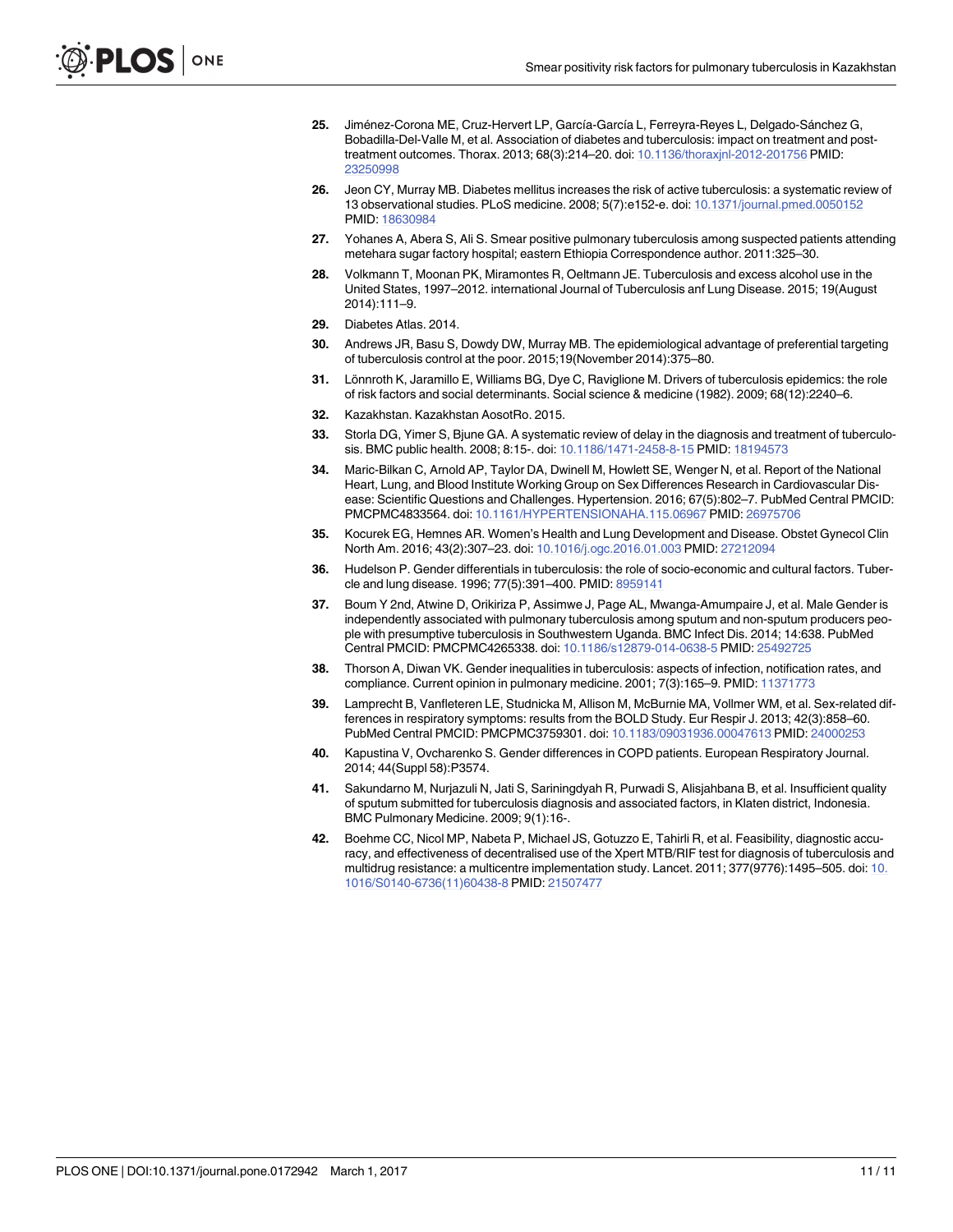25. Jiménez-Corona ME, Cruz-Hervert LP, García-García L, Ferreyra-Reyes L, Delgado-Sánchez G, Bobadilla-Del-Valle M, et al. Association of diabetes and tuberculosis: impact on treatment and post-treatment outcomes. Thorax. 2013; 68(3):214–20. doi: 10.1136/thoraxjnl-2012-201756 PMID: 23250998
26. Jeon CY, Murray MB. Diabetes mellitus increases the risk of active tuberculosis: a systematic review of 13 observational studies. PLoS medicine. 2008; 5(7):e152-e. doi: 10.1371/journal.pmed.0050152 PMID: 18630984
27. Yohanes A, Abera S, Ali S. Smear positive pulmonary tuberculosis among suspected patients attending metehara sugar factory hospital; eastern Ethiopia Correspondence author. 2011:325–30.
28. Volkmann T, Moonan PK, Miramontes R, Oeltmann JE. Tuberculosis and excess alcohol use in the United States, 1997–2012. international Journal of Tuberculosis anf Lung Disease. 2015; 19(August 2014):111–9.
29. Diabetes Atlas. 2014.
30. Andrews JR, Basu S, Dowdy DW, Murray MB. The epidemiological advantage of preferential targeting of tuberculosis control at the poor. 2015;19(November 2014):375–80.
31. Lönnroth K, Jaramillo E, Williams BG, Dye C, Raviglione M. Drivers of tuberculosis epidemics: the role of risk factors and social determinants. Social science & medicine (1982). 2009; 68(12):2240–6.
32. Kazakhstan. Kazakhstan AosotRo. 2015.
33. Storla DG, Yimer S, Bjune GA. A systematic review of delay in the diagnosis and treatment of tuberculosis. BMC public health. 2008; 8:15-. doi: 10.1186/1471-2458-8-15 PMID: 18194573
34. Maric-Bilkan C, Arnold AP, Taylor DA, Dwinell M, Howlett SE, Wenger N, et al. Report of the National Heart, Lung, and Blood Institute Working Group on Sex Differences Research in Cardiovascular Disease: Scientific Questions and Challenges. Hypertension. 2016; 67(5):802–7. PubMed Central PMCID: PMCPMC4833564. doi: 10.1161/HYPERTENSIONAHA.115.06967 PMID: 26975706
35. Kocurek EG, Hemnes AR. Women's Health and Lung Development and Disease. Obstet Gynecol Clin North Am. 2016; 43(2):307–23. doi: 10.1016/j.ogc.2016.01.003 PMID: 27212094
36. Hudelson P. Gender differentials in tuberculosis: the role of socio-economic and cultural factors. Tubercle and lung disease. 1996; 77(5):391–400. PMID: 8959141
37. Boum Y 2nd, Atwine D, Orikiriza P, Assimwe J, Page AL, Mwanga-Amumpaire J, et al. Male Gender is independently associated with pulmonary tuberculosis among sputum and non-sputum producers people with presumptive tuberculosis in Southwestern Uganda. BMC Infect Dis. 2014; 14:638. PubMed Central PMCID: PMCPMC4265338. doi: 10.1186/s12879-014-0638-5 PMID: 25492725
38. Thorson A, Diwan VK. Gender inequalities in tuberculosis: aspects of infection, notification rates, and compliance. Current opinion in pulmonary medicine. 2001; 7(3):165–9. PMID: 11371773
39. Lamprecht B, Vanfleteren LE, Studnicka M, Allison M, McBurnie MA, Vollmer WM, et al. Sex-related differences in respiratory symptoms: results from the BOLD Study. Eur Respir J. 2013; 42(3):858–60. PubMed Central PMCID: PMCPMC3759301. doi: 10.1183/09031936.00047613 PMID: 24000253
40. Kapustina V, Ovcharenko S. Gender differences in COPD patients. European Respiratory Journal. 2014; 44(Suppl 58):P3574.
41. Sakundarno M, Nurjazuli N, Jati S, Sariningdyah R, Purwadi S, Alisjahbana B, et al. Insufficient quality of sputum submitted for tuberculosis diagnosis and associated factors, in Klaten district, Indonesia. BMC Pulmonary Medicine. 2009; 9(1):16-.
42. Boehme CC, Nicol MP, Nabeta P, Michael JS, Gotuzzo E, Tahirli R, et al. Feasibility, diagnostic accuracy, and effectiveness of decentralised use of the Xpert MTB/RIF test for diagnosis of tuberculosis and multidrug resistance: a multicentre implementation study. Lancet. 2011; 377(9776):1495–505. doi: 10.1016/S0140-6736(11)60438-8 PMID: 21507477